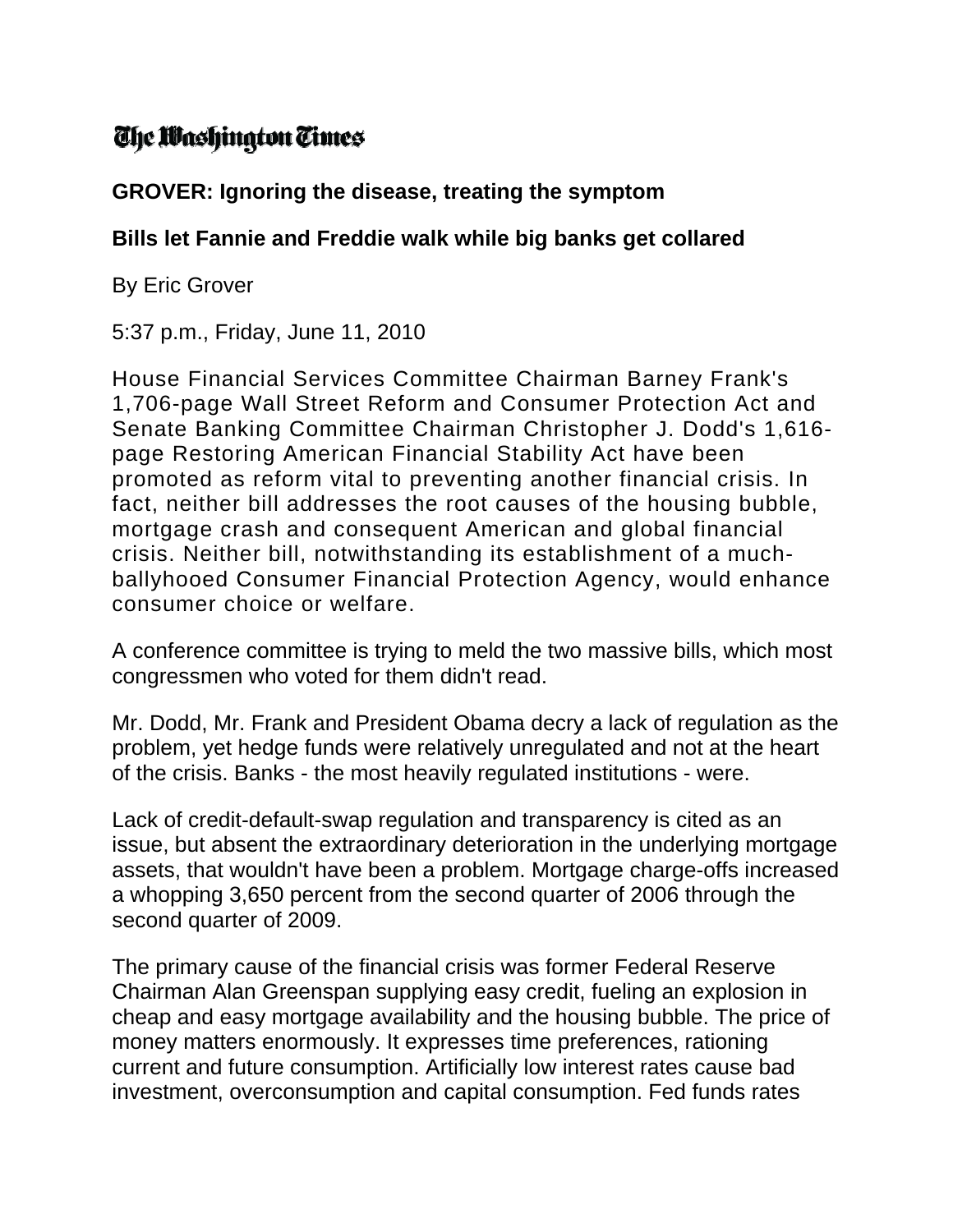The Washington Times

## GROVER: Ignoring the disease, treating the symptom

### Bills let Fannie and Freddie walk while big banks get collared

By Eric Grover

5:37 p.m., Friday, June 11, 2010

House Financial Services Committee Chairman Barney Frank's 1,706-page Wall Street Reform and Consumer Protection Act and Senate Banking Committee Chairman Christopher J. Dodd's 1,616-page Restoring American Financial Stability Act have been promoted as reform vital to preventing another financial crisis. In fact, neither bill addresses the root causes of the housing bubble, mortgage crash and consequent American and global financial crisis. Neither bill, notwithstanding its establishment of a much-ballyhooed Consumer Financial Protection Agency, would enhance consumer choice or welfare.

A conference committee is trying to meld the two massive bills, which most congressmen who voted for them didn't read.

Mr. Dodd, Mr. Frank and President Obama decry a lack of regulation as the problem, yet hedge funds were relatively unregulated and not at the heart of the crisis. Banks - the most heavily regulated institutions - were.

Lack of credit-default-swap regulation and transparency is cited as an issue, but absent the extraordinary deterioration in the underlying mortgage assets, that wouldn't have been a problem. Mortgage charge-offs increased a whopping 3,650 percent from the second quarter of 2006 through the second quarter of 2009.

The primary cause of the financial crisis was former Federal Reserve Chairman Alan Greenspan supplying easy credit, fueling an explosion in cheap and easy mortgage availability and the housing bubble. The price of money matters enormously. It expresses time preferences, rationing current and future consumption. Artificially low interest rates cause bad investment, overconsumption and capital consumption. Fed funds rates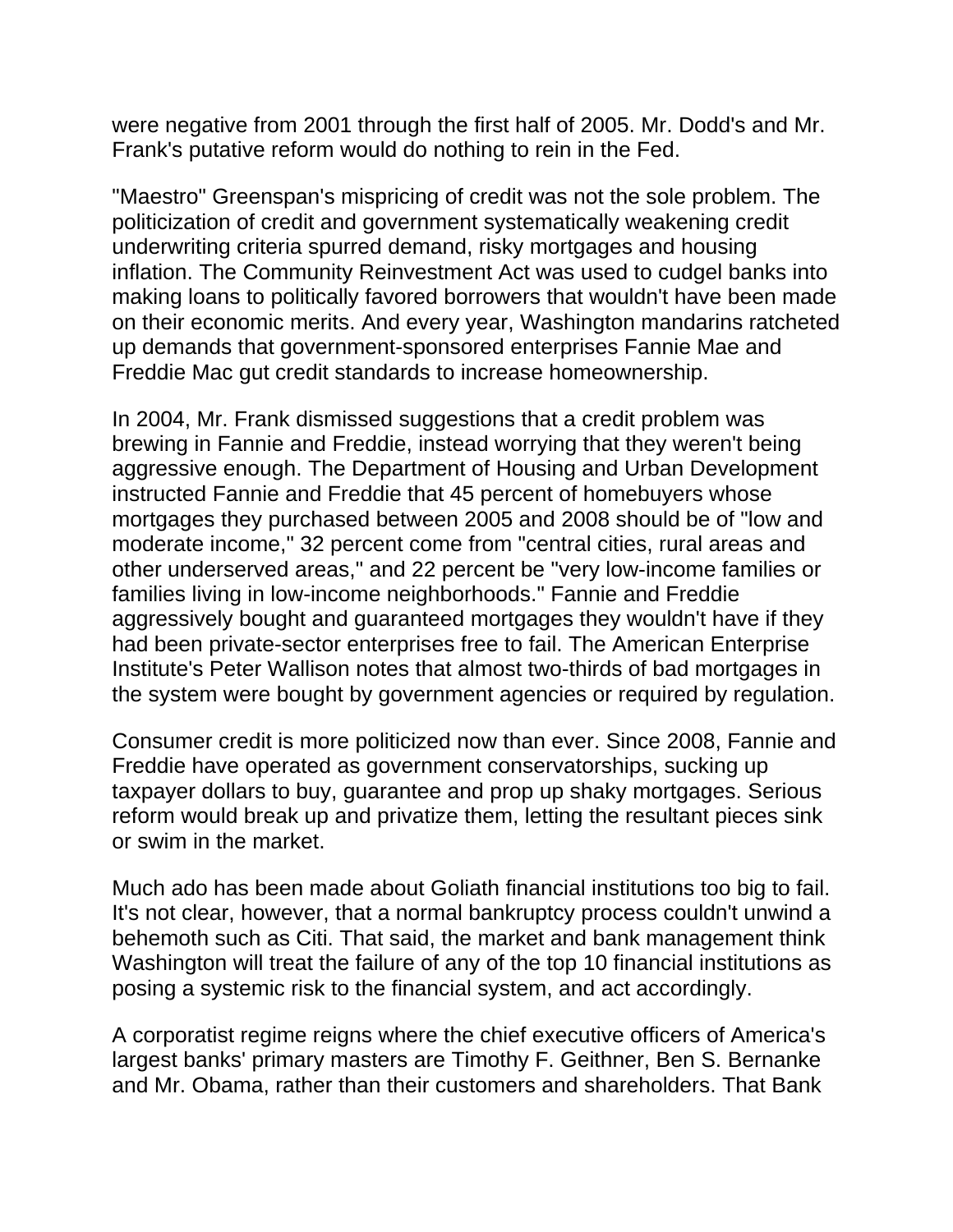were negative from 2001 through the first half of 2005. Mr. Dodd's and Mr. Frank's putative reform would do nothing to rein in the Fed.

"Maestro" Greenspan's mispricing of credit was not the sole problem. The politicization of credit and government systematically weakening credit underwriting criteria spurred demand, risky mortgages and housing inflation. The Community Reinvestment Act was used to cudgel banks into making loans to politically favored borrowers that wouldn't have been made on their economic merits. And every year, Washington mandarins ratcheted up demands that government-sponsored enterprises Fannie Mae and Freddie Mac gut credit standards to increase homeownership.

In 2004, Mr. Frank dismissed suggestions that a credit problem was brewing in Fannie and Freddie, instead worrying that they weren't being aggressive enough. The Department of Housing and Urban Development instructed Fannie and Freddie that 45 percent of homebuyers whose mortgages they purchased between 2005 and 2008 should be of "low and moderate income," 32 percent come from "central cities, rural areas and other underserved areas," and 22 percent be "very low-income families or families living in low-income neighborhoods." Fannie and Freddie aggressively bought and guaranteed mortgages they wouldn't have if they had been private-sector enterprises free to fail. The American Enterprise Institute's Peter Wallison notes that almost two-thirds of bad mortgages in the system were bought by government agencies or required by regulation.

Consumer credit is more politicized now than ever. Since 2008, Fannie and Freddie have operated as government conservatorships, sucking up taxpayer dollars to buy, guarantee and prop up shaky mortgages. Serious reform would break up and privatize them, letting the resultant pieces sink or swim in the market.

Much ado has been made about Goliath financial institutions too big to fail. It's not clear, however, that a normal bankruptcy process couldn't unwind a behemoth such as Citi. That said, the market and bank management think Washington will treat the failure of any of the top 10 financial institutions as posing a systemic risk to the financial system, and act accordingly.

A corporatist regime reigns where the chief executive officers of America's largest banks' primary masters are Timothy F. Geithner, Ben S. Bernanke and Mr. Obama, rather than their customers and shareholders. That Bank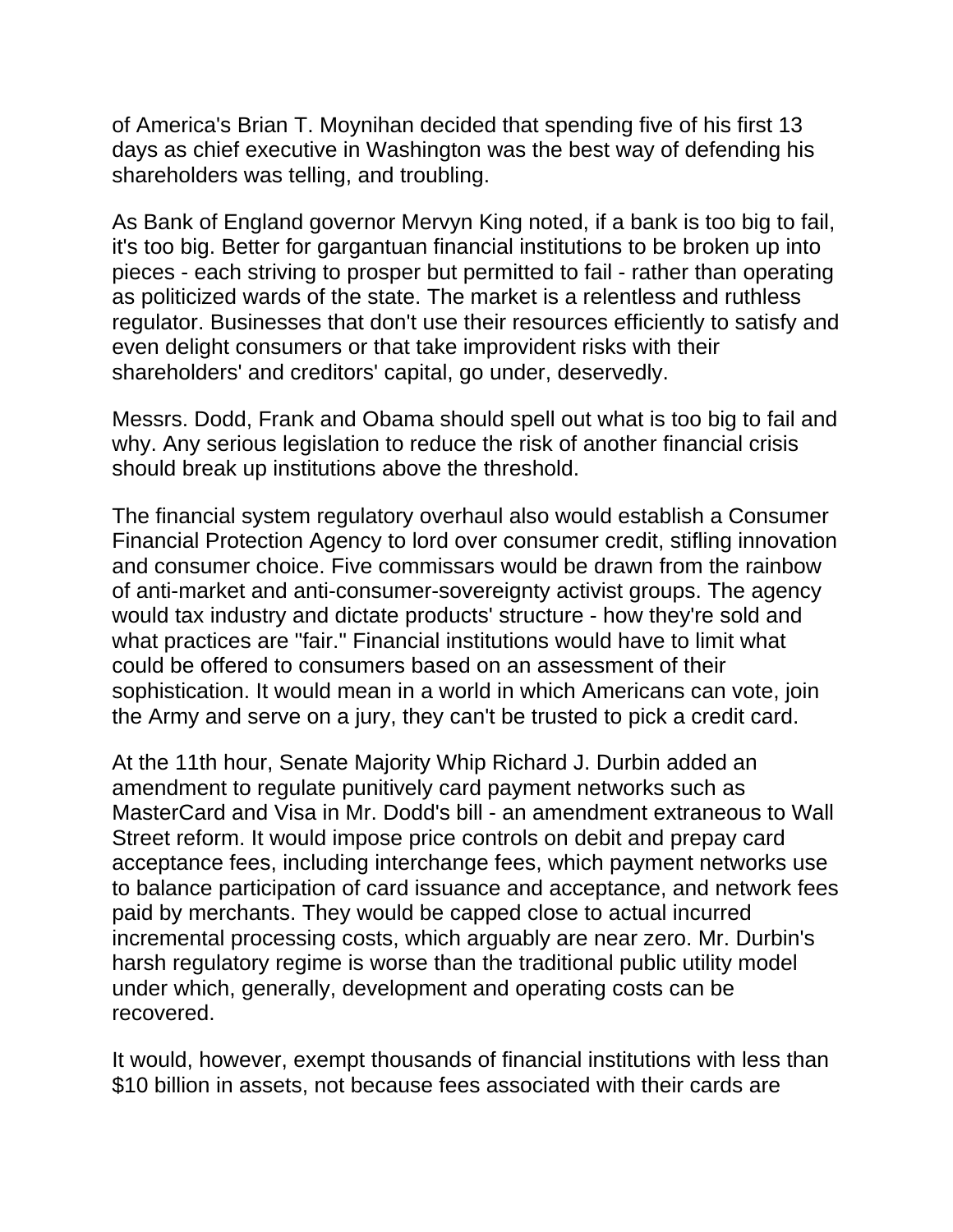of America's Brian T. Moynihan decided that spending five of his first 13 days as chief executive in Washington was the best way of defending his shareholders was telling, and troubling.

As Bank of England governor Mervyn King noted, if a bank is too big to fail, it's too big. Better for gargantuan financial institutions to be broken up into pieces - each striving to prosper but permitted to fail - rather than operating as politicized wards of the state. The market is a relentless and ruthless regulator. Businesses that don't use their resources efficiently to satisfy and even delight consumers or that take improvident risks with their shareholders' and creditors' capital, go under, deservedly.

Messrs. Dodd, Frank and Obama should spell out what is too big to fail and why. Any serious legislation to reduce the risk of another financial crisis should break up institutions above the threshold.

The financial system regulatory overhaul also would establish a Consumer Financial Protection Agency to lord over consumer credit, stifling innovation and consumer choice. Five commissars would be drawn from the rainbow of anti-market and anti-consumer-sovereignty activist groups. The agency would tax industry and dictate products' structure - how they're sold and what practices are "fair." Financial institutions would have to limit what could be offered to consumers based on an assessment of their sophistication. It would mean in a world in which Americans can vote, join the Army and serve on a jury, they can't be trusted to pick a credit card.

At the 11th hour, Senate Majority Whip Richard J. Durbin added an amendment to regulate punitively card payment networks such as MasterCard and Visa in Mr. Dodd's bill - an amendment extraneous to Wall Street reform. It would impose price controls on debit and prepay card acceptance fees, including interchange fees, which payment networks use to balance participation of card issuance and acceptance, and network fees paid by merchants. They would be capped close to actual incurred incremental processing costs, which arguably are near zero. Mr. Durbin's harsh regulatory regime is worse than the traditional public utility model under which, generally, development and operating costs can be recovered.

It would, however, exempt thousands of financial institutions with less than $10 billion in assets, not because fees associated with their cards are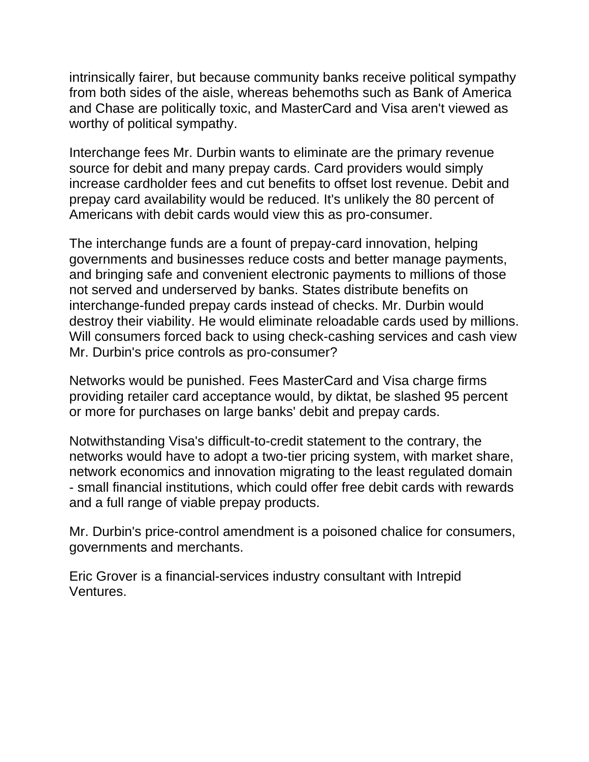intrinsically fairer, but because community banks receive political sympathy from both sides of the aisle, whereas behemoths such as Bank of America and Chase are politically toxic, and MasterCard and Visa aren't viewed as worthy of political sympathy.

Interchange fees Mr. Durbin wants to eliminate are the primary revenue source for debit and many prepay cards. Card providers would simply increase cardholder fees and cut benefits to offset lost revenue. Debit and prepay card availability would be reduced. It's unlikely the 80 percent of Americans with debit cards would view this as pro-consumer.

The interchange funds are a fount of prepay-card innovation, helping governments and businesses reduce costs and better manage payments, and bringing safe and convenient electronic payments to millions of those not served and underserved by banks. States distribute benefits on interchange-funded prepay cards instead of checks. Mr. Durbin would destroy their viability. He would eliminate reloadable cards used by millions. Will consumers forced back to using check-cashing services and cash view Mr. Durbin's price controls as pro-consumer?

Networks would be punished. Fees MasterCard and Visa charge firms providing retailer card acceptance would, by diktat, be slashed 95 percent or more for purchases on large banks' debit and prepay cards.

Notwithstanding Visa's difficult-to-credit statement to the contrary, the networks would have to adopt a two-tier pricing system, with market share, network economics and innovation migrating to the least regulated domain - small financial institutions, which could offer free debit cards with rewards and a full range of viable prepay products.

Mr. Durbin's price-control amendment is a poisoned chalice for consumers, governments and merchants.

Eric Grover is a financial-services industry consultant with Intrepid Ventures.